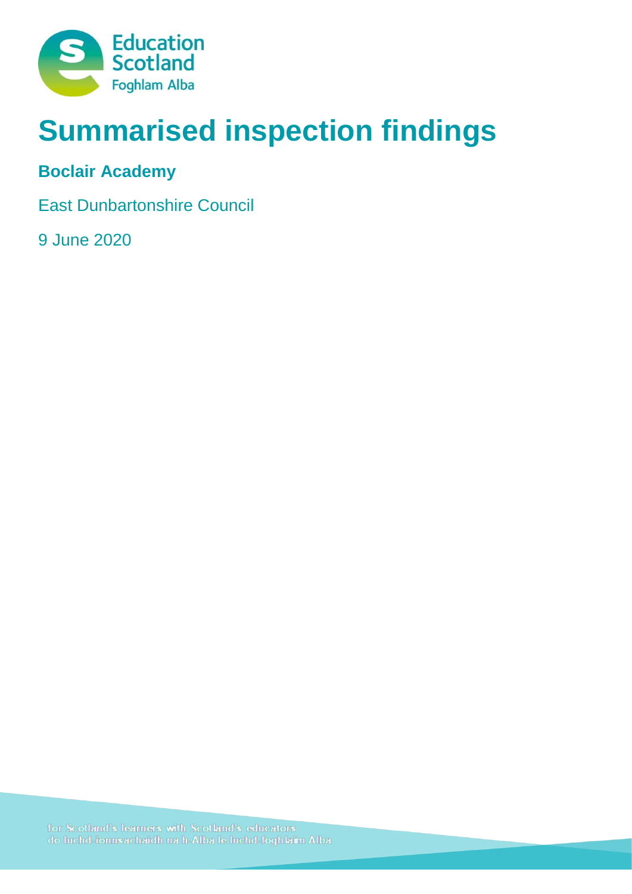Education Scotland
Foghlam Alba

# Summarised inspection findings

## Boclair Academy

East Dunbartonshire Council

9 June 2020

for Scotland's learners with Scotland's educators
do luchd-ionnsachaidh na h-Alba le luchd-foghlaim Alba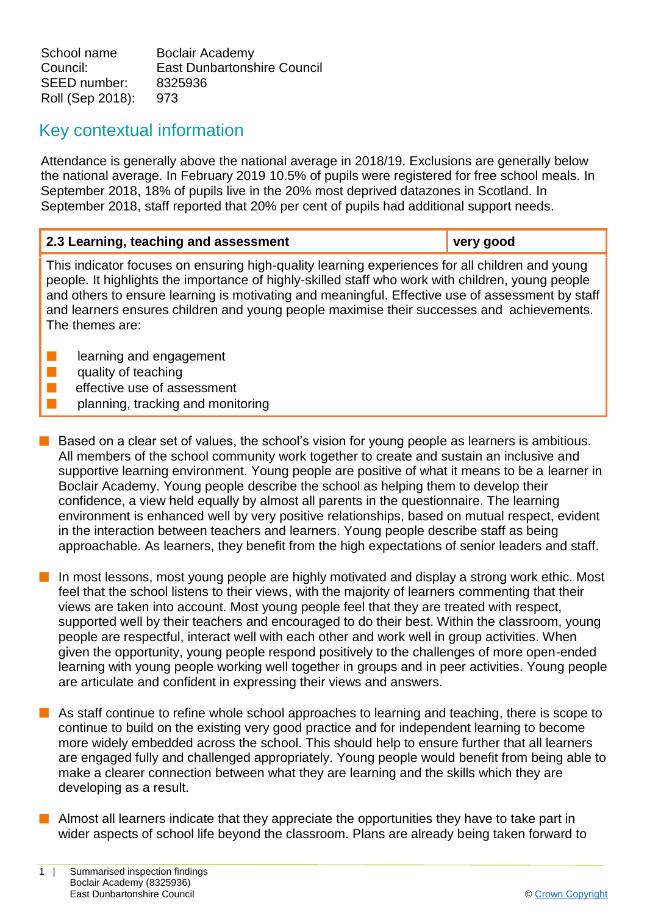| School name | Boclair Academy |
|---|---|
| Council: | East Dunbartonshire Council |
| SEED number: | 8325936 |
| Roll (Sep 2018): | 973 |

## Key contextual information

Attendance is generally above the national average in 2018/19. Exclusions are generally below the national average. In February 2019 10.5% of pupils were registered for free school meals. In September 2018, 18% of pupils live in the 20% most deprived datazones in Scotland. In September 2018, staff reported that 20% per cent of pupils had additional support needs.

| 2.3 Learning, teaching and assessment | very good |
|---|---|
| This indicator focuses on ensuring high-quality learning experiences for all children and young people. It highlights the importance of highly-skilled staff who work with children, young people and others to ensure learning is motivating and meaningful. Effective use of assessment by staff and learners ensures children and young people maximise their successes and achievements. The themes are:<br>■ learning and engagement<br>■ quality of teaching<br>■ effective use of assessment<br>■ planning, tracking and monitoring | |

- Based on a clear set of values, the school's vision for young people as learners is ambitious. All members of the school community work together to create and sustain an inclusive and supportive learning environment. Young people are positive of what it means to be a learner in Boclair Academy. Young people describe the school as helping them to develop their confidence, a view held equally by almost all parents in the questionnaire. The learning environment is enhanced well by very positive relationships, based on mutual respect, evident in the interaction between teachers and learners. Young people describe staff as being approachable. As learners, they benefit from the high expectations of senior leaders and staff.

- In most lessons, most young people are highly motivated and display a strong work ethic. Most feel that the school listens to their views, with the majority of learners commenting that their views are taken into account. Most young people feel that they are treated with respect, supported well by their teachers and encouraged to do their best. Within the classroom, young people are respectful, interact well with each other and work well in group activities. When given the opportunity, young people respond positively to the challenges of more open-ended learning with young people working well together in groups and in peer activities. Young people are articulate and confident in expressing their views and answers.

- As staff continue to refine whole school approaches to learning and teaching, there is scope to continue to build on the existing very good practice and for independent learning to become more widely embedded across the school. This should help to ensure further that all learners are engaged fully and challenged appropriately. Young people would benefit from being able to make a clearer connection between what they are learning and the skills which they are developing as a result.

- Almost all learners indicate that they appreciate the opportunities they have to take part in wider aspects of school life beyond the classroom. Plans are already being taken forward to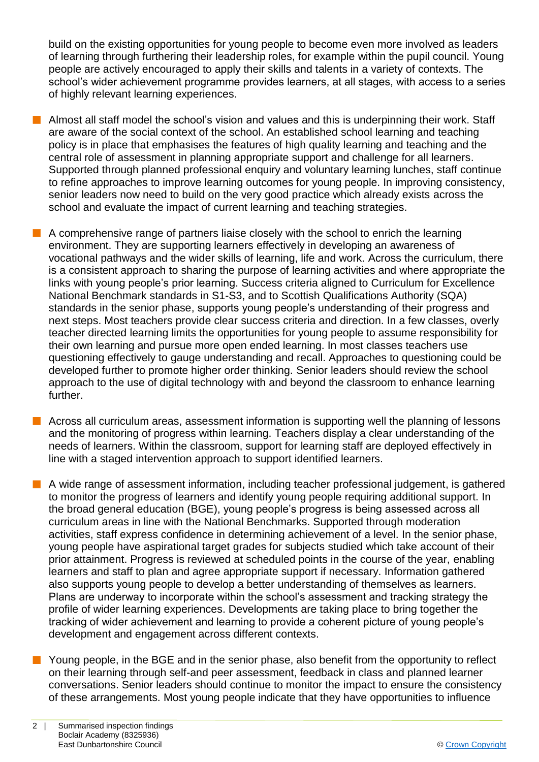build on the existing opportunities for young people to become even more involved as leaders of learning through furthering their leadership roles, for example within the pupil council. Young people are actively encouraged to apply their skills and talents in a variety of contexts. The school's wider achievement programme provides learners, at all stages, with access to a series of highly relevant learning experiences.

- Almost all staff model the school's vision and values and this is underpinning their work. Staff are aware of the social context of the school. An established school learning and teaching policy is in place that emphasises the features of high quality learning and teaching and the central role of assessment in planning appropriate support and challenge for all learners. Supported through planned professional enquiry and voluntary learning lunches, staff continue to refine approaches to improve learning outcomes for young people. In improving consistency, senior leaders now need to build on the very good practice which already exists across the school and evaluate the impact of current learning and teaching strategies.

- A comprehensive range of partners liaise closely with the school to enrich the learning environment. They are supporting learners effectively in developing an awareness of vocational pathways and the wider skills of learning, life and work. Across the curriculum, there is a consistent approach to sharing the purpose of learning activities and where appropriate the links with young people's prior learning. Success criteria aligned to Curriculum for Excellence National Benchmark standards in S1-S3, and to Scottish Qualifications Authority (SQA) standards in the senior phase, supports young people's understanding of their progress and next steps. Most teachers provide clear success criteria and direction. In a few classes, overly teacher directed learning limits the opportunities for young people to assume responsibility for their own learning and pursue more open ended learning. In most classes teachers use questioning effectively to gauge understanding and recall. Approaches to questioning could be developed further to promote higher order thinking. Senior leaders should review the school approach to the use of digital technology with and beyond the classroom to enhance learning further.

- Across all curriculum areas, assessment information is supporting well the planning of lessons and the monitoring of progress within learning. Teachers display a clear understanding of the needs of learners. Within the classroom, support for learning staff are deployed effectively in line with a staged intervention approach to support identified learners.

- A wide range of assessment information, including teacher professional judgement, is gathered to monitor the progress of learners and identify young people requiring additional support. In the broad general education (BGE), young people's progress is being assessed across all curriculum areas in line with the National Benchmarks. Supported through moderation activities, staff express confidence in determining achievement of a level. In the senior phase, young people have aspirational target grades for subjects studied which take account of their prior attainment. Progress is reviewed at scheduled points in the course of the year, enabling learners and staff to plan and agree appropriate support if necessary. Information gathered also supports young people to develop a better understanding of themselves as learners. Plans are underway to incorporate within the school's assessment and tracking strategy the profile of wider learning experiences. Developments are taking place to bring together the tracking of wider achievement and learning to provide a coherent picture of young people's development and engagement across different contexts.

- Young people, in the BGE and in the senior phase, also benefit from the opportunity to reflect on their learning through self-and peer assessment, feedback in class and planned learner conversations. Senior leaders should continue to monitor the impact to ensure the consistency of these arrangements. Most young people indicate that they have opportunities to influence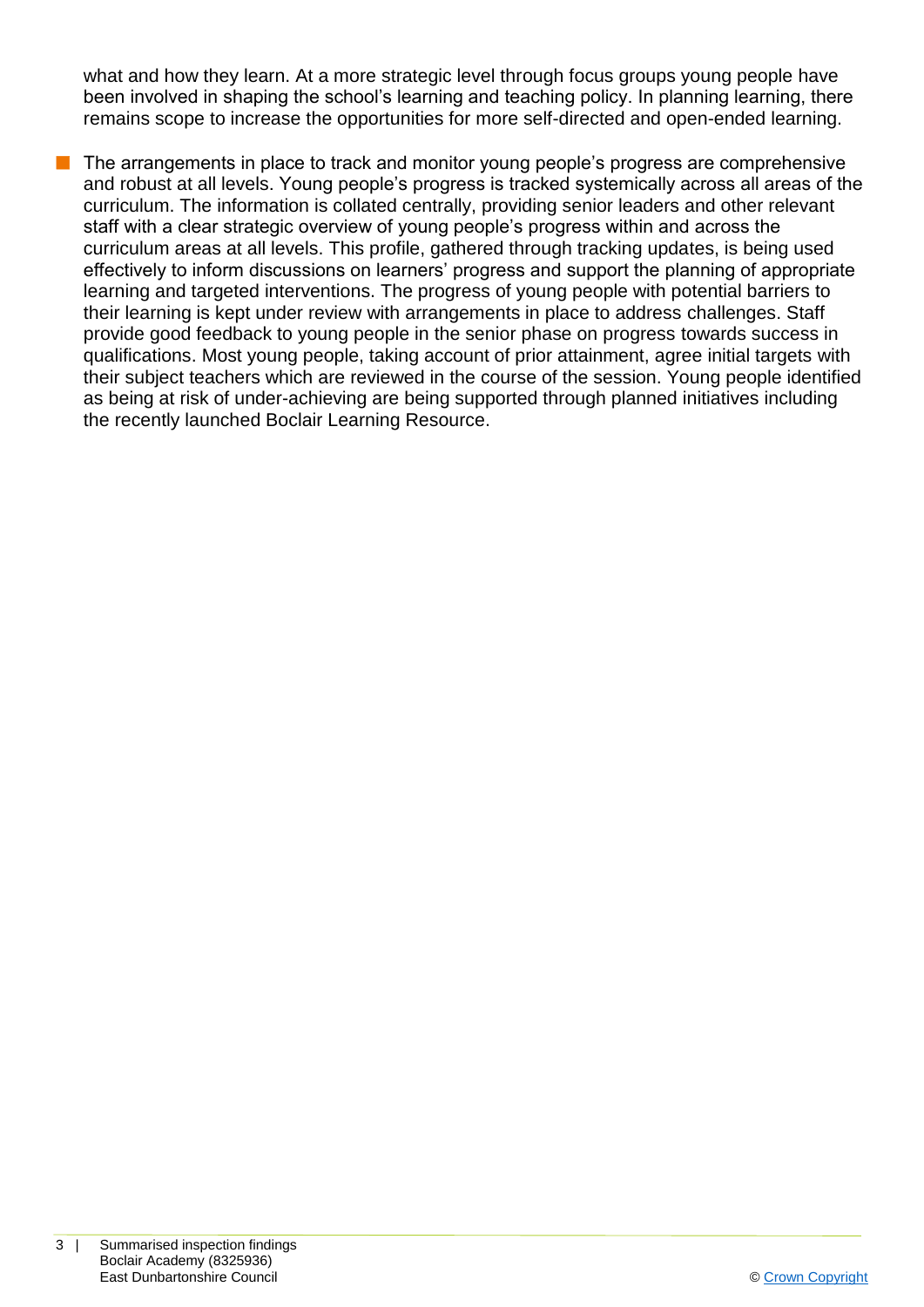what and how they learn. At a more strategic level through focus groups young people have been involved in shaping the school's learning and teaching policy. In planning learning, there remains scope to increase the opportunities for more self-directed and open-ended learning.

- The arrangements in place to track and monitor young people's progress are comprehensive and robust at all levels. Young people's progress is tracked systemically across all areas of the curriculum. The information is collated centrally, providing senior leaders and other relevant staff with a clear strategic overview of young people's progress within and across the curriculum areas at all levels. This profile, gathered through tracking updates, is being used effectively to inform discussions on learners' progress and support the planning of appropriate learning and targeted interventions. The progress of young people with potential barriers to their learning is kept under review with arrangements in place to address challenges. Staff provide good feedback to young people in the senior phase on progress towards success in qualifications. Most young people, taking account of prior attainment, agree initial targets with their subject teachers which are reviewed in the course of the session. Young people identified as being at risk of under-achieving are being supported through planned initiatives including the recently launched Boclair Learning Resource.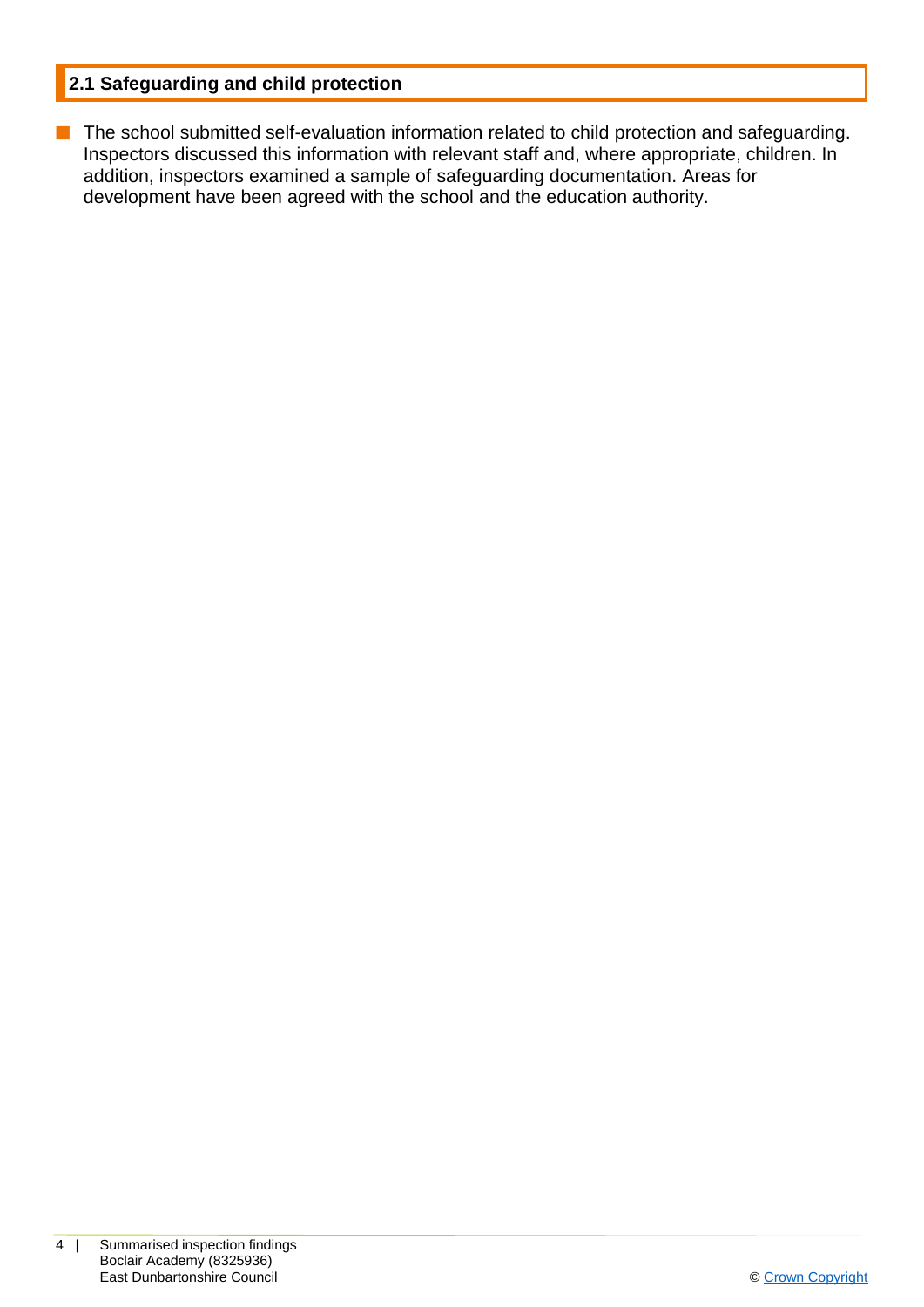## 2.1 Safeguarding and child protection

- The school submitted self-evaluation information related to child protection and safeguarding. Inspectors discussed this information with relevant staff and, where appropriate, children. In addition, inspectors examined a sample of safeguarding documentation. Areas for development have been agreed with the school and the education authority.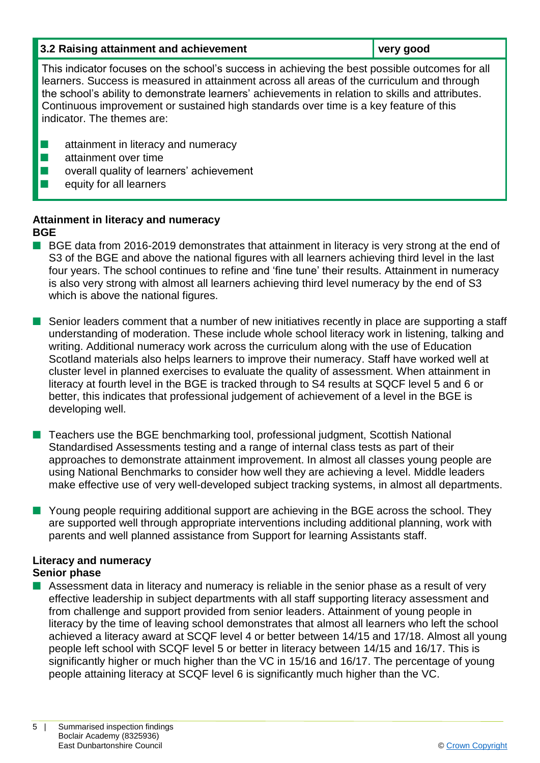| 3.2 Raising attainment and achievement | very good |
| --- | --- |

This indicator focuses on the school's success in achieving the best possible outcomes for all learners. Success is measured in attainment across all areas of the curriculum and through the school's ability to demonstrate learners' achievements in relation to skills and attributes. Continuous improvement or sustained high standards over time is a key feature of this indicator. The themes are:

- attainment in literacy and numeracy
- attainment over time
- overall quality of learners' achievement
- equity for all learners

**Attainment in literacy and numeracy**
**BGE**

- BGE data from 2016-2019 demonstrates that attainment in literacy is very strong at the end of S3 of the BGE and above the national figures with all learners achieving third level in the last four years. The school continues to refine and 'fine tune' their results. Attainment in numeracy is also very strong with almost all learners achieving third level numeracy by the end of S3 which is above the national figures.
- Senior leaders comment that a number of new initiatives recently in place are supporting a staff understanding of moderation. These include whole school literacy work in listening, talking and writing. Additional numeracy work across the curriculum along with the use of Education Scotland materials also helps learners to improve their numeracy. Staff have worked well at cluster level in planned exercises to evaluate the quality of assessment. When attainment in literacy at fourth level in the BGE is tracked through to S4 results at SQCF level 5 and 6 or better, this indicates that professional judgement of achievement of a level in the BGE is developing well.
- Teachers use the BGE benchmarking tool, professional judgment, Scottish National Standardised Assessments testing and a range of internal class tests as part of their approaches to demonstrate attainment improvement. In almost all classes young people are using National Benchmarks to consider how well they are achieving a level. Middle leaders make effective use of very well-developed subject tracking systems, in almost all departments.
- Young people requiring additional support are achieving in the BGE across the school. They are supported well through appropriate interventions including additional planning, work with parents and well planned assistance from Support for learning Assistants staff.

**Literacy and numeracy**
**Senior phase**

- Assessment data in literacy and numeracy is reliable in the senior phase as a result of very effective leadership in subject departments with all staff supporting literacy assessment and from challenge and support provided from senior leaders. Attainment of young people in literacy by the time of leaving school demonstrates that almost all learners who left the school achieved a literacy award at SCQF level 4 or better between 14/15 and 17/18. Almost all young people left school with SCQF level 5 or better in literacy between 14/15 and 16/17. This is significantly higher or much higher than the VC in 15/16 and 16/17. The percentage of young people attaining literacy at SCQF level 6 is significantly much higher than the VC.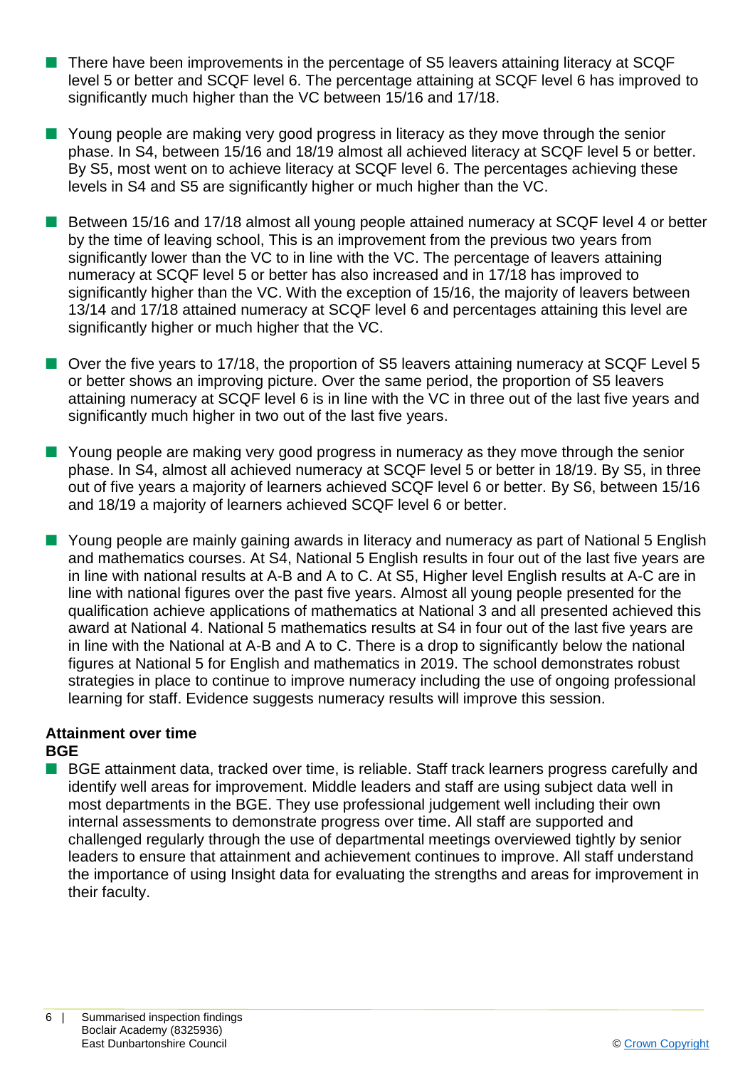- There have been improvements in the percentage of S5 leavers attaining literacy at SCQF level 5 or better and SCQF level 6. The percentage attaining at SCQF level 6 has improved to significantly much higher than the VC between 15/16 and 17/18.

- Young people are making very good progress in literacy as they move through the senior phase. In S4, between 15/16 and 18/19 almost all achieved literacy at SCQF level 5 or better. By S5, most went on to achieve literacy at SCQF level 6. The percentages achieving these levels in S4 and S5 are significantly higher or much higher than the VC.

- Between 15/16 and 17/18 almost all young people attained numeracy at SCQF level 4 or better by the time of leaving school, This is an improvement from the previous two years from significantly lower than the VC to in line with the VC. The percentage of leavers attaining numeracy at SCQF level 5 or better has also increased and in 17/18 has improved to significantly higher than the VC. With the exception of 15/16, the majority of leavers between 13/14 and 17/18 attained numeracy at SCQF level 6 and percentages attaining this level are significantly higher or much higher that the VC.

- Over the five years to 17/18, the proportion of S5 leavers attaining numeracy at SCQF Level 5 or better shows an improving picture. Over the same period, the proportion of S5 leavers attaining numeracy at SCQF level 6 is in line with the VC in three out of the last five years and significantly much higher in two out of the last five years.

- Young people are making very good progress in numeracy as they move through the senior phase. In S4, almost all achieved numeracy at SCQF level 5 or better in 18/19. By S5, in three out of five years a majority of learners achieved SCQF level 6 or better. By S6, between 15/16 and 18/19 a majority of learners achieved SCQF level 6 or better.

- Young people are mainly gaining awards in literacy and numeracy as part of National 5 English and mathematics courses. At S4, National 5 English results in four out of the last five years are in line with national results at A-B and A to C. At S5, Higher level English results at A-C are in line with national figures over the past five years. Almost all young people presented for the qualification achieve applications of mathematics at National 3 and all presented achieved this award at National 4. National 5 mathematics results at S4 in four out of the last five years are in line with the National at A-B and A to C. There is a drop to significantly below the national figures at National 5 for English and mathematics in 2019. The school demonstrates robust strategies in place to continue to improve numeracy including the use of ongoing professional learning for staff. Evidence suggests numeracy results will improve this session.

**Attainment over time**
**BGE**

- BGE attainment data, tracked over time, is reliable. Staff track learners progress carefully and identify well areas for improvement. Middle leaders and staff are using subject data well in most departments in the BGE. They use professional judgement well including their own internal assessments to demonstrate progress over time. All staff are supported and challenged regularly through the use of departmental meetings overviewed tightly by senior leaders to ensure that attainment and achievement continues to improve. All staff understand the importance of using Insight data for evaluating the strengths and areas for improvement in their faculty.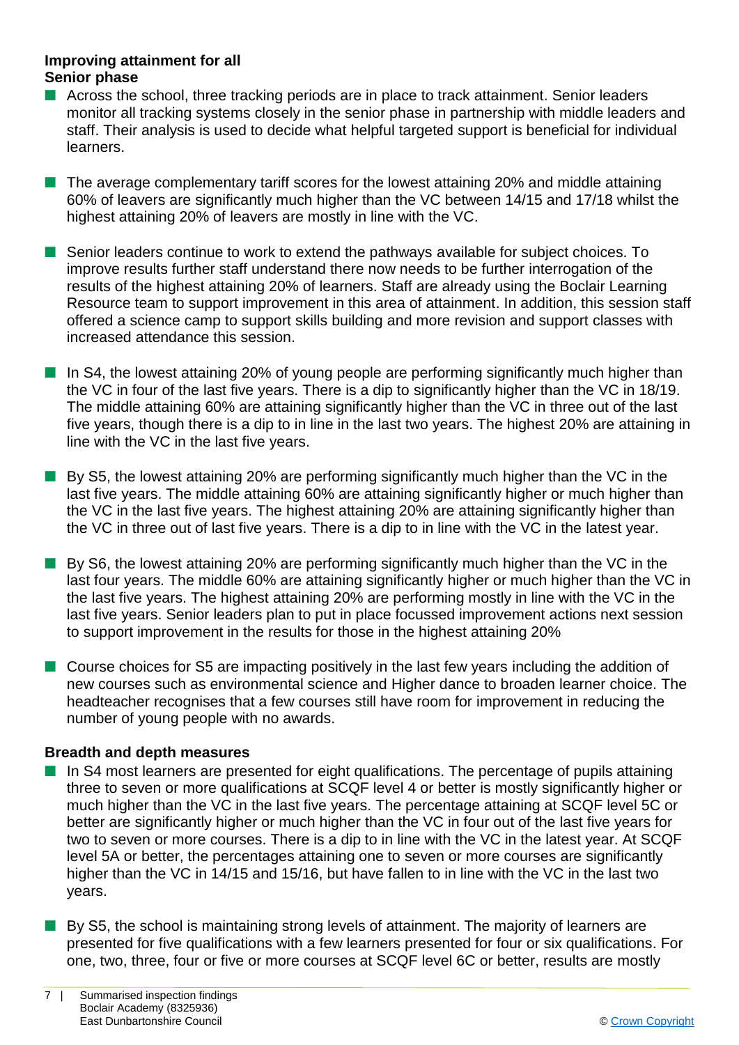**Improving attainment for all**
**Senior phase**

- Across the school, three tracking periods are in place to track attainment. Senior leaders monitor all tracking systems closely in the senior phase in partnership with middle leaders and staff. Their analysis is used to decide what helpful targeted support is beneficial for individual learners.

- The average complementary tariff scores for the lowest attaining 20% and middle attaining 60% of leavers are significantly much higher than the VC between 14/15 and 17/18 whilst the highest attaining 20% of leavers are mostly in line with the VC.

- Senior leaders continue to work to extend the pathways available for subject choices. To improve results further staff understand there now needs to be further interrogation of the results of the highest attaining 20% of learners. Staff are already using the Boclair Learning Resource team to support improvement in this area of attainment. In addition, this session staff offered a science camp to support skills building and more revision and support classes with increased attendance this session.

- In S4, the lowest attaining 20% of young people are performing significantly much higher than the VC in four of the last five years. There is a dip to significantly higher than the VC in 18/19. The middle attaining 60% are attaining significantly higher than the VC in three out of the last five years, though there is a dip to in line in the last two years. The highest 20% are attaining in line with the VC in the last five years.

- By S5, the lowest attaining 20% are performing significantly much higher than the VC in the last five years. The middle attaining 60% are attaining significantly higher or much higher than the VC in the last five years. The highest attaining 20% are attaining significantly higher than the VC in three out of last five years. There is a dip to in line with the VC in the latest year.

- By S6, the lowest attaining 20% are performing significantly much higher than the VC in the last four years. The middle 60% are attaining significantly higher or much higher than the VC in the last five years. The highest attaining 20% are performing mostly in line with the VC in the last five years. Senior leaders plan to put in place focussed improvement actions next session to support improvement in the results for those in the highest attaining 20%

- Course choices for S5 are impacting positively in the last few years including the addition of new courses such as environmental science and Higher dance to broaden learner choice. The headteacher recognises that a few courses still have room for improvement in reducing the number of young people with no awards.

**Breadth and depth measures**

- In S4 most learners are presented for eight qualifications. The percentage of pupils attaining three to seven or more qualifications at SCQF level 4 or better is mostly significantly higher or much higher than the VC in the last five years. The percentage attaining at SCQF level 5C or better are significantly higher or much higher than the VC in four out of the last five years for two to seven or more courses. There is a dip to in line with the VC in the latest year. At SCQF level 5A or better, the percentages attaining one to seven or more courses are significantly higher than the VC in 14/15 and 15/16, but have fallen to in line with the VC in the last two years.

- By S5, the school is maintaining strong levels of attainment. The majority of learners are presented for five qualifications with a few learners presented for four or six qualifications. For one, two, three, four or five or more courses at SCQF level 6C or better, results are mostly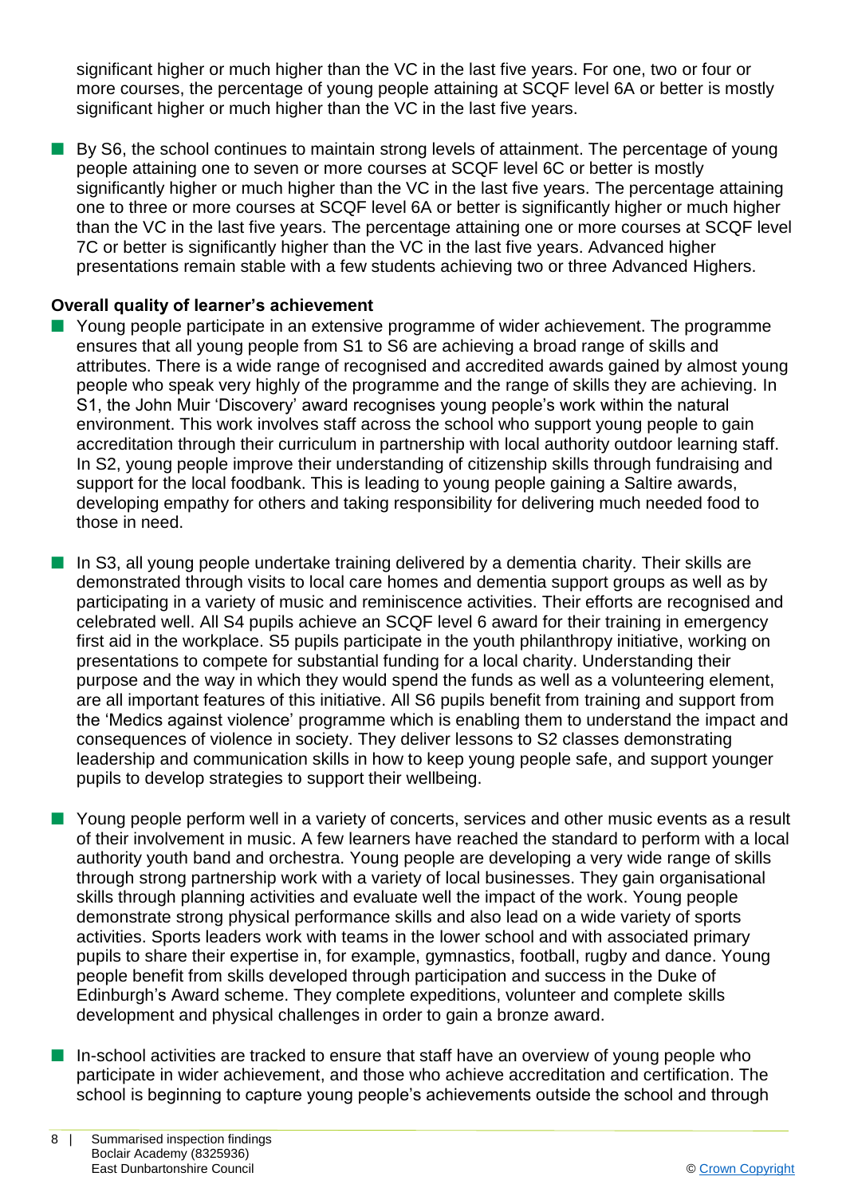significant higher or much higher than the VC in the last five years. For one, two or four or more courses, the percentage of young people attaining at SCQF level 6A or better is mostly significant higher or much higher than the VC in the last five years.

- By S6, the school continues to maintain strong levels of attainment. The percentage of young people attaining one to seven or more courses at SCQF level 6C or better is mostly significantly higher or much higher than the VC in the last five years. The percentage attaining one to three or more courses at SCQF level 6A or better is significantly higher or much higher than the VC in the last five years. The percentage attaining one or more courses at SCQF level 7C or better is significantly higher than the VC in the last five years. Advanced higher presentations remain stable with a few students achieving two or three Advanced Highers.

**Overall quality of learner's achievement**

- Young people participate in an extensive programme of wider achievement. The programme ensures that all young people from S1 to S6 are achieving a broad range of skills and attributes. There is a wide range of recognised and accredited awards gained by almost young people who speak very highly of the programme and the range of skills they are achieving. In S1, the John Muir 'Discovery' award recognises young people's work within the natural environment. This work involves staff across the school who support young people to gain accreditation through their curriculum in partnership with local authority outdoor learning staff. In S2, young people improve their understanding of citizenship skills through fundraising and support for the local foodbank. This is leading to young people gaining a Saltire awards, developing empathy for others and taking responsibility for delivering much needed food to those in need.

- In S3, all young people undertake training delivered by a dementia charity. Their skills are demonstrated through visits to local care homes and dementia support groups as well as by participating in a variety of music and reminiscence activities. Their efforts are recognised and celebrated well. All S4 pupils achieve an SCQF level 6 award for their training in emergency first aid in the workplace. S5 pupils participate in the youth philanthropy initiative, working on presentations to compete for substantial funding for a local charity. Understanding their purpose and the way in which they would spend the funds as well as a volunteering element, are all important features of this initiative. All S6 pupils benefit from training and support from the 'Medics against violence' programme which is enabling them to understand the impact and consequences of violence in society. They deliver lessons to S2 classes demonstrating leadership and communication skills in how to keep young people safe, and support younger pupils to develop strategies to support their wellbeing.

- Young people perform well in a variety of concerts, services and other music events as a result of their involvement in music. A few learners have reached the standard to perform with a local authority youth band and orchestra. Young people are developing a very wide range of skills through strong partnership work with a variety of local businesses. They gain organisational skills through planning activities and evaluate well the impact of the work. Young people demonstrate strong physical performance skills and also lead on a wide variety of sports activities. Sports leaders work with teams in the lower school and with associated primary pupils to share their expertise in, for example, gymnastics, football, rugby and dance. Young people benefit from skills developed through participation and success in the Duke of Edinburgh's Award scheme. They complete expeditions, volunteer and complete skills development and physical challenges in order to gain a bronze award.

- In-school activities are tracked to ensure that staff have an overview of young people who participate in wider achievement, and those who achieve accreditation and certification. The school is beginning to capture young people's achievements outside the school and through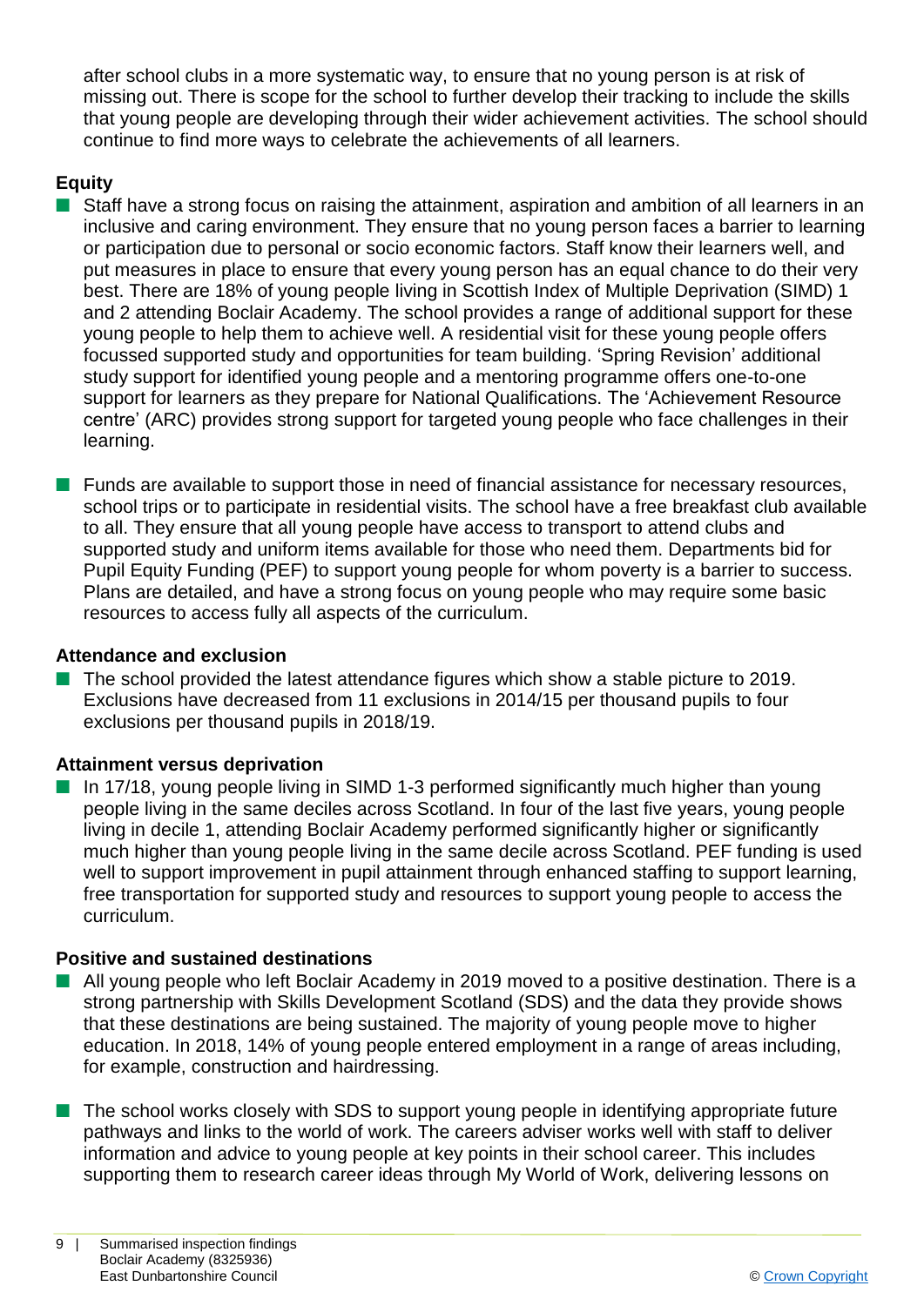after school clubs in a more systematic way, to ensure that no young person is at risk of missing out. There is scope for the school to further develop their tracking to include the skills that young people are developing through their wider achievement activities. The school should continue to find more ways to celebrate the achievements of all learners.

**Equity**

- Staff have a strong focus on raising the attainment, aspiration and ambition of all learners in an inclusive and caring environment. They ensure that no young person faces a barrier to learning or participation due to personal or socio economic factors. Staff know their learners well, and put measures in place to ensure that every young person has an equal chance to do their very best. There are 18% of young people living in Scottish Index of Multiple Deprivation (SIMD) 1 and 2 attending Boclair Academy. The school provides a range of additional support for these young people to help them to achieve well. A residential visit for these young people offers focussed supported study and opportunities for team building. 'Spring Revision' additional study support for identified young people and a mentoring programme offers one-to-one support for learners as they prepare for National Qualifications. The 'Achievement Resource centre' (ARC) provides strong support for targeted young people who face challenges in their learning.

- Funds are available to support those in need of financial assistance for necessary resources, school trips or to participate in residential visits. The school have a free breakfast club available to all. They ensure that all young people have access to transport to attend clubs and supported study and uniform items available for those who need them. Departments bid for Pupil Equity Funding (PEF) to support young people for whom poverty is a barrier to success. Plans are detailed, and have a strong focus on young people who may require some basic resources to access fully all aspects of the curriculum.

**Attendance and exclusion**

- The school provided the latest attendance figures which show a stable picture to 2019. Exclusions have decreased from 11 exclusions in 2014/15 per thousand pupils to four exclusions per thousand pupils in 2018/19.

**Attainment versus deprivation**

- In 17/18, young people living in SIMD 1-3 performed significantly much higher than young people living in the same deciles across Scotland. In four of the last five years, young people living in decile 1, attending Boclair Academy performed significantly higher or significantly much higher than young people living in the same decile across Scotland. PEF funding is used well to support improvement in pupil attainment through enhanced staffing to support learning, free transportation for supported study and resources to support young people to access the curriculum.

**Positive and sustained destinations**

- All young people who left Boclair Academy in 2019 moved to a positive destination. There is a strong partnership with Skills Development Scotland (SDS) and the data they provide shows that these destinations are being sustained. The majority of young people move to higher education. In 2018, 14% of young people entered employment in a range of areas including, for example, construction and hairdressing.

- The school works closely with SDS to support young people in identifying appropriate future pathways and links to the world of work. The careers adviser works well with staff to deliver information and advice to young people at key points in their school career. This includes supporting them to research career ideas through My World of Work, delivering lessons on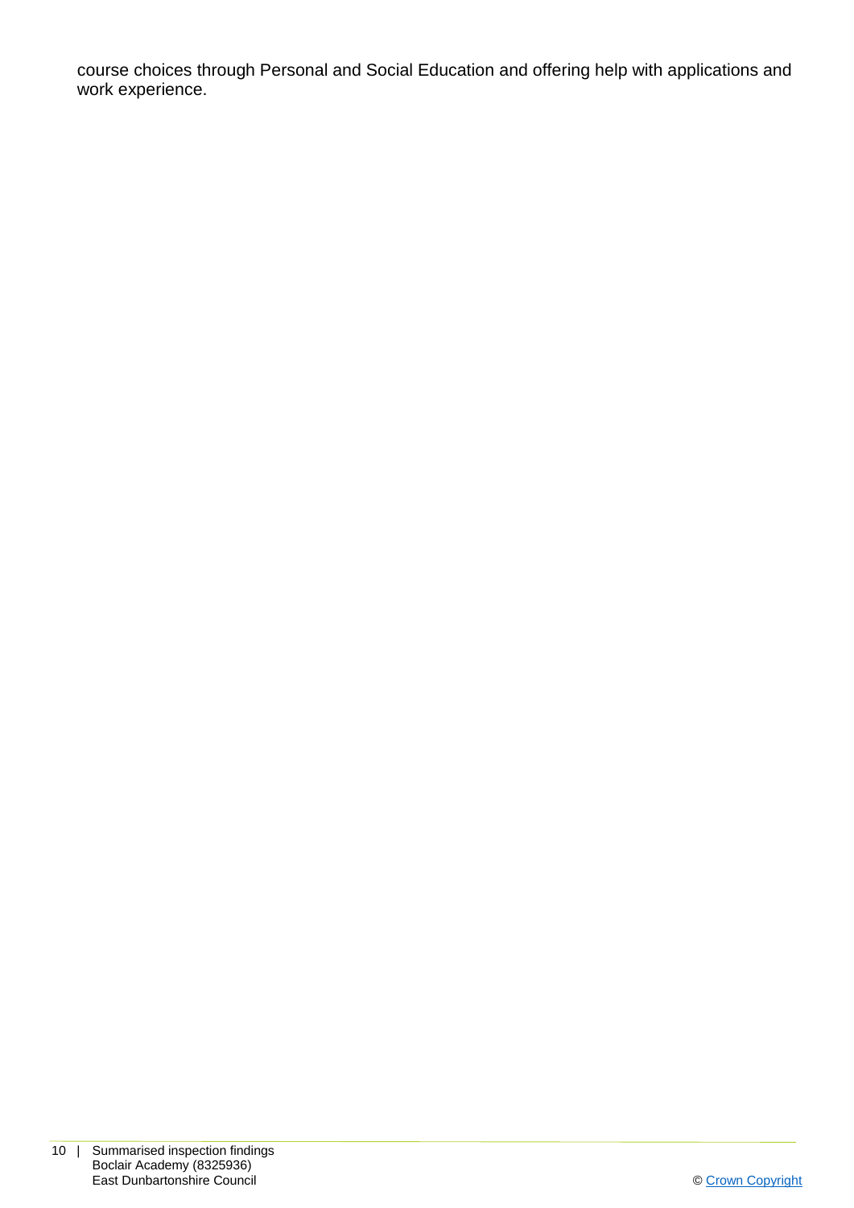course choices through Personal and Social Education and offering help with applications and work experience.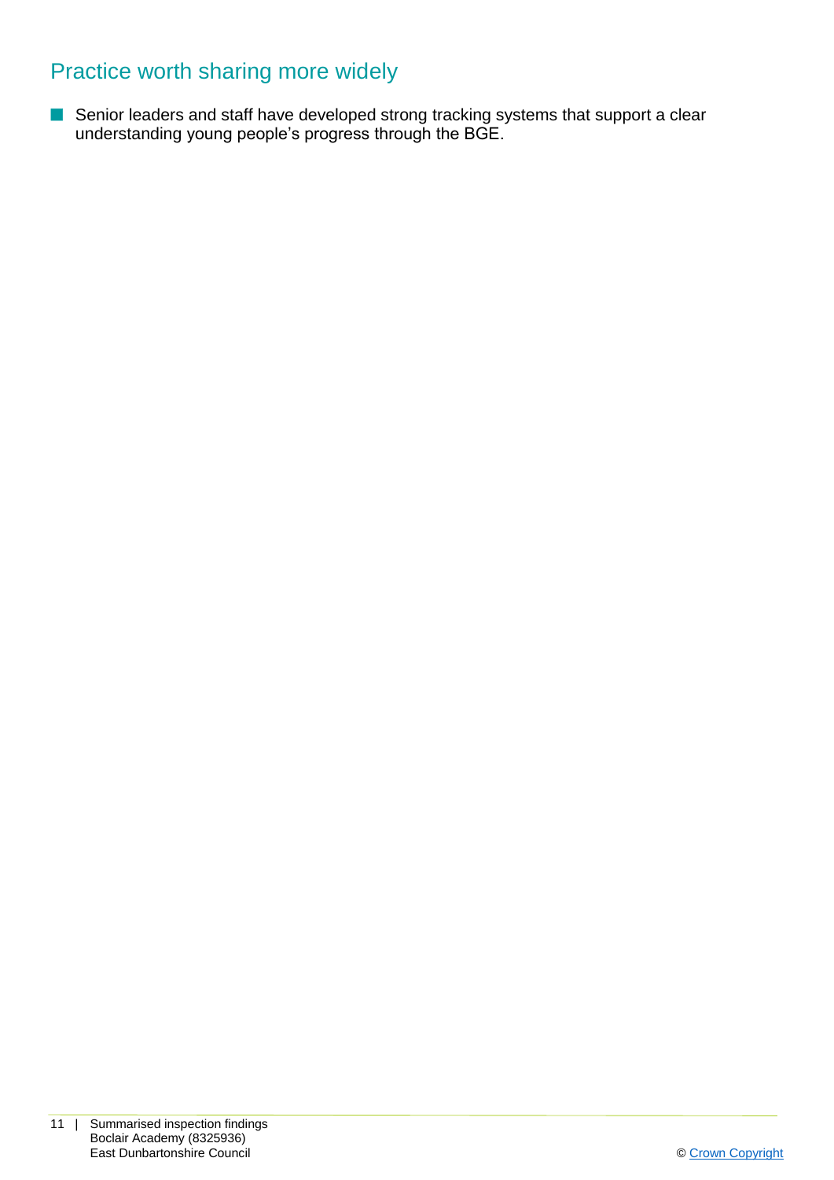## Practice worth sharing more widely

- Senior leaders and staff have developed strong tracking systems that support a clear understanding young people's progress through the BGE.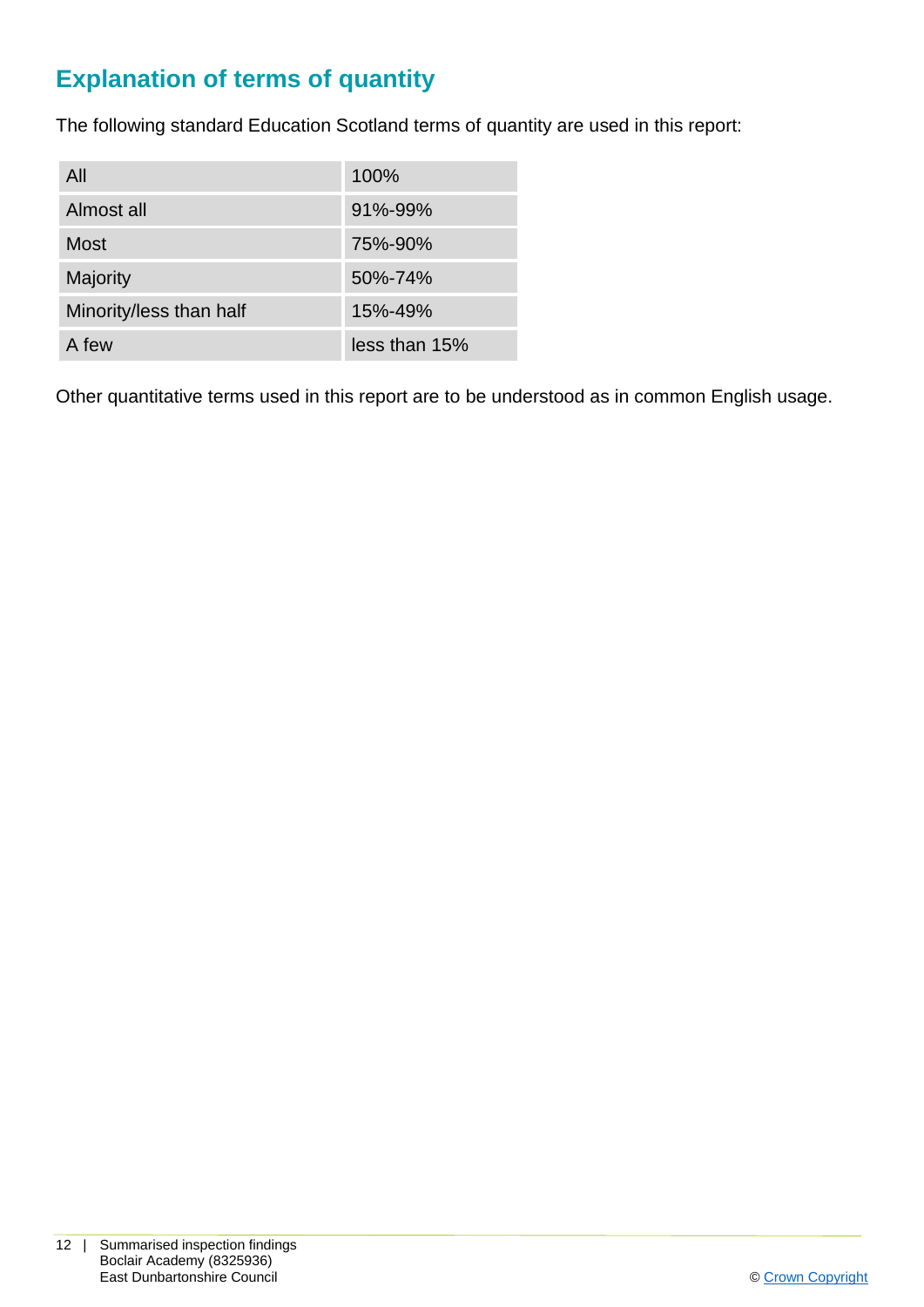## Explanation of terms of quantity

The following standard Education Scotland terms of quantity are used in this report:

| | |
|---|---|
| All | 100% |
| Almost all | 91%-99% |
| Most | 75%-90% |
| Majority | 50%-74% |
| Minority/less than half | 15%-49% |
| A few | less than 15% |

Other quantitative terms used in this report are to be understood as in common English usage.